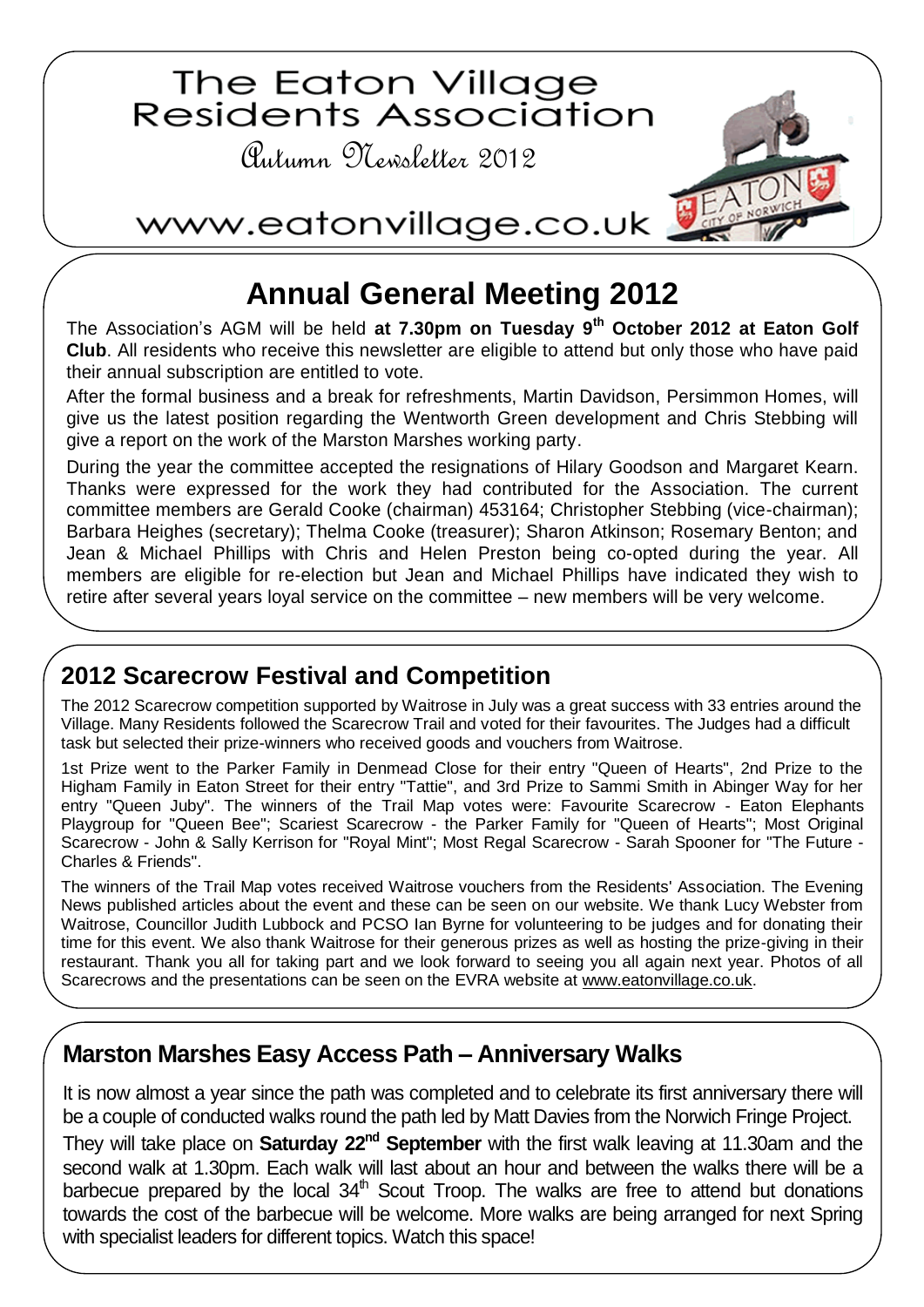# The Eaton Village Residents Association

Autumn Newsletter 2012

www.eatonvillage.co.uk

## Annual General Meeting 2012

The Association's AGM will be held **at 7.30pm on Tuesday 9th October 2012 at Eaton Golf Club**. All residents who receive this newsletter are eligible to attend but only those who have paid their annual subscription are entitled to vote.

After the formal business and a break for refreshments, Martin Davidson, Persimmon Homes, will give us the latest position regarding the Wentworth Green development and Chris Stebbing will give a report on the work of the Marston Marshes working party.

During the year the committee accepted the resignations of Hilary Goodson and Margaret Kearn. Thanks were expressed for the work they had contributed for the Association. The current committee members are Gerald Cooke (chairman) 453164; Christopher Stebbing (vice-chairman); Barbara Heighes (secretary); Thelma Cooke (treasurer); Sharon Atkinson; Rosemary Benton; and Jean & Michael Phillips with Chris and Helen Preston being co-opted during the year. All members are eligible for re-election but Jean and Michael Phillips have indicated they wish to retire after several years loyal service on the committee – new members will be very welcome.

## 2012 Scarecrow Festival and Competition

The 2012 Scarecrow competition supported by Waitrose in July was a great success with 33 entries around the Village. Many Residents followed the Scarecrow Trail and voted for their favourites. The Judges had a difficult task but selected their prize-winners who received goods and vouchers from Waitrose.

1st Prize went to the Parker Family in Denmead Close for their entry "Queen of Hearts", 2nd Prize to the Higham Family in Eaton Street for their entry "Tattie", and 3rd Prize to Sammi Smith in Abinger Way for her entry "Queen Juby". The winners of the Trail Map votes were: Favourite Scarecrow - Eaton Elephants Playgroup for "Queen Bee"; Scariest Scarecrow - the Parker Family for "Queen of Hearts"; Most Original Scarecrow - John & Sally Kerrison for "Royal Mint"; Most Regal Scarecrow - Sarah Spooner for "The Future - Charles & Friends".

The winners of the Trail Map votes received Waitrose vouchers from the Residents' Association. The Evening News published articles about the event and these can be seen on our website. We thank Lucy Webster from Waitrose, Councillor Judith Lubbock and PCSO Ian Byrne for volunteering to be judges and for donating their time for this event. We also thank Waitrose for their generous prizes as well as hosting the prize-giving in their restaurant. Thank you all for taking part and we look forward to seeing you all again next year. Photos of all Scarecrows and the presentations can be seen on the EVRA website at www.eatonvillage.co.uk.

## Marston Marshes Easy Access Path – Anniversary Walks

It is now almost a year since the path was completed and to celebrate its first anniversary there will be a couple of conducted walks round the path led by Matt Davies from the Norwich Fringe Project.

They will take place on **Saturday 22nd September** with the first walk leaving at 11.30am and the second walk at 1.30pm. Each walk will last about an hour and between the walks there will be a barbecue prepared by the local 34th Scout Troop. The walks are free to attend but donations towards the cost of the barbecue will be welcome. More walks are being arranged for next Spring with specialist leaders for different topics. Watch this space!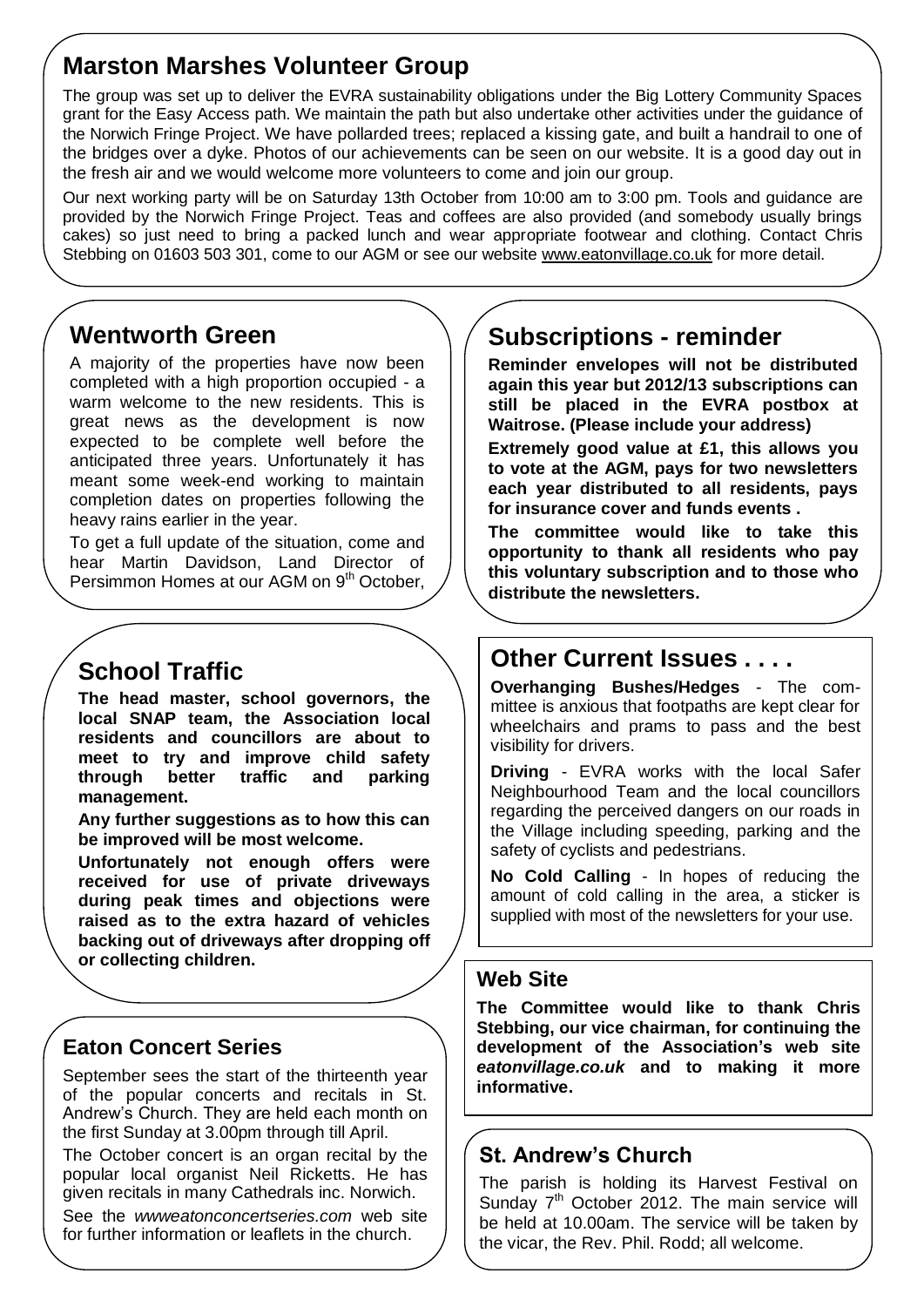## Marston Marshes Volunteer Group

The group was set up to deliver the EVRA sustainability obligations under the Big Lottery Community Spaces grant for the Easy Access path. We maintain the path but also undertake other activities under the guidance of the Norwich Fringe Project. We have pollarded trees; replaced a kissing gate, and built a handrail to one of the bridges over a dyke. Photos of our achievements can be seen on our website. It is a good day out in the fresh air and we would welcome more volunteers to come and join our group.

Our next working party will be on Saturday 13th October from 10:00 am to 3:00 pm. Tools and guidance are provided by the Norwich Fringe Project. Teas and coffees are also provided (and somebody usually brings cakes) so just need to bring a packed lunch and wear appropriate footwear and clothing. Contact Chris Stebbing on 01603 503 301, come to our AGM or see our website www.eatonvillage.co.uk for more detail.

## Wentworth Green

A majority of the properties have now been completed with a high proportion occupied - a warm welcome to the new residents. This is great news as the development is now expected to be complete well before the anticipated three years. Unfortunately it has meant some week-end working to maintain completion dates on properties following the heavy rains earlier in the year.

To get a full update of the situation, come and hear Martin Davidson, Land Director of Persimmon Homes at our AGM on 9th October,

## School Traffic

**The head master, school governors, the local SNAP team, the Association local residents and councillors are about to meet to try and improve child safety through better traffic and parking management.**

**Any further suggestions as to how this can be improved will be most welcome.**

**Unfortunately not enough offers were received for use of private driveways during peak times and objections were raised as to the extra hazard of vehicles backing out of driveways after dropping off or collecting children.**

### Eaton Concert Series

September sees the start of the thirteenth year of the popular concerts and recitals in St. Andrew's Church. They are held each month on the first Sunday at 3.00pm through till April.

The October concert is an organ recital by the popular local organist Neil Ricketts. He has given recitals in many Cathedrals inc. Norwich.

See the *wwweatonconcertseries.com* web site for further information or leaflets in the church.

## Subscriptions - reminder

**Reminder envelopes will not be distributed again this year but 2012/13 subscriptions can still be placed in the EVRA postbox at Waitrose. (Please include your address)**

**Extremely good value at £1, this allows you to vote at the AGM, pays for two newsletters each year distributed to all residents, pays for insurance cover and funds events .**

**The committee would like to take this opportunity to thank all residents who pay this voluntary subscription and to those who distribute the newsletters.**

## Other Current Issues . . . .

**Overhanging Bushes/Hedges** - The committee is anxious that footpaths are kept clear for wheelchairs and prams to pass and the best visibility for drivers.

**Driving** - EVRA works with the local Safer Neighbourhood Team and the local councillors regarding the perceived dangers on our roads in the Village including speeding, parking and the safety of cyclists and pedestrians.

**No Cold Calling** - In hopes of reducing the amount of cold calling in the area, a sticker is supplied with most of the newsletters for your use.

### Web Site

**The Committee would like to thank Chris Stebbing, our vice chairman, for continuing the development of the Association's web site *eatonvillage.co.uk* and to making it more informative.**

### St. Andrew's Church

The parish is holding its Harvest Festival on Sunday 7th October 2012. The main service will be held at 10.00am. The service will be taken by the vicar, the Rev. Phil. Rodd; all welcome.